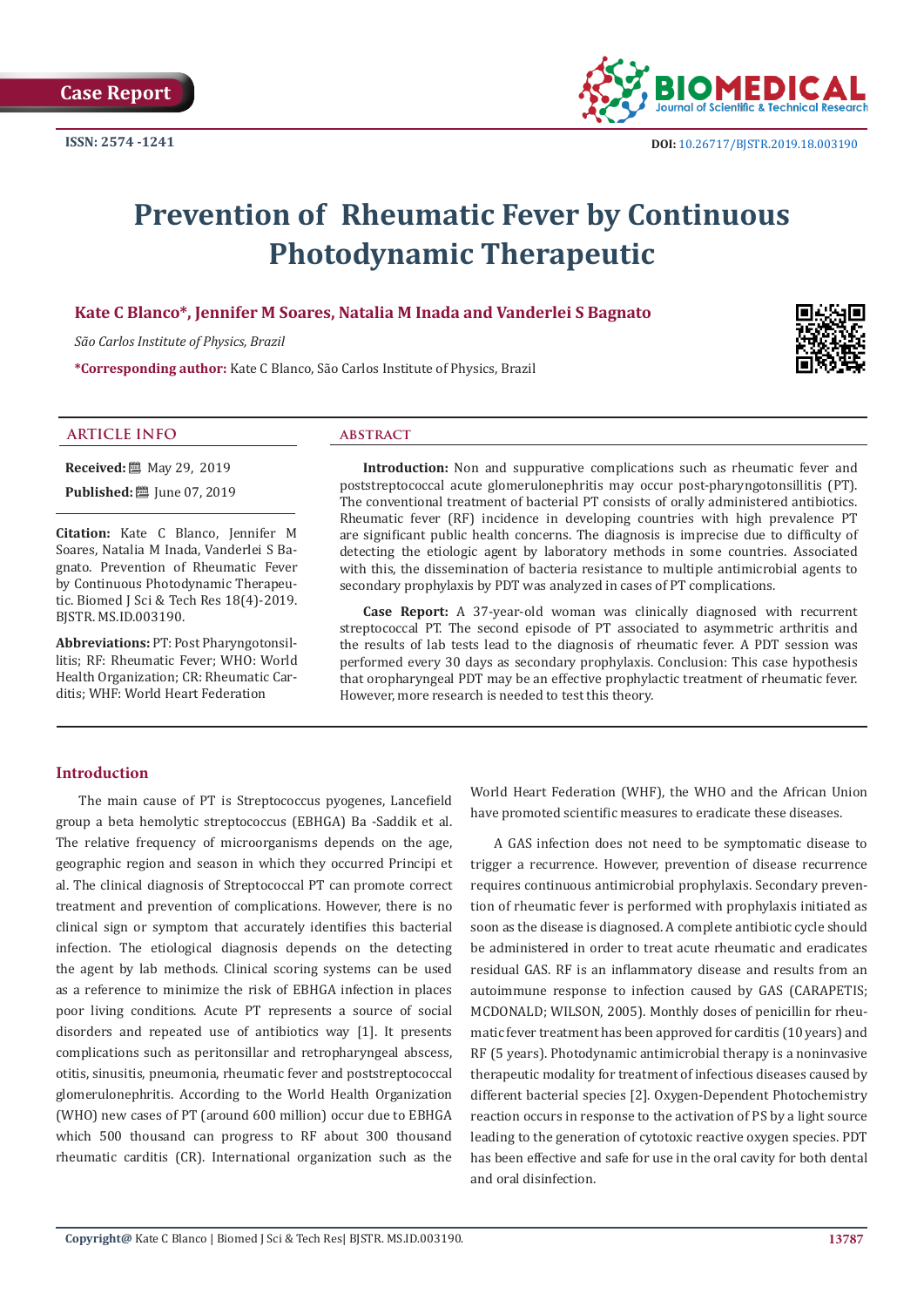Case Report

ISSN: 2574 -1241

DOI: 10.26717/BJSTR.2019.18.003190

# Prevention of Rheumatic Fever by Continuous Photodynamic Therapeutic

**Kate C Blanco\*, Jennifer M Soares, Natalia M Inada and Vanderlei S Bagnato**

*São Carlos Institute of Physics, Brazil*

**\*Corresponding author:** Kate C Blanco, São Carlos Institute of Physics, Brazil

## ARTICLE INFO

**Received:** May 29, 2019

**Published:** June 07, 2019

**Citation:** Kate C Blanco, Jennifer M Soares, Natalia M Inada, Vanderlei S Bagnato. Prevention of Rheumatic Fever by Continuous Photodynamic Therapeutic. Biomed J Sci & Tech Res 18(4)-2019. BJSTR. MS.ID.003190.

**Abbreviations:** PT: Post Pharyngotonsillitis; RF: Rheumatic Fever; WHO: World Health Organization; CR: Rheumatic Carditis; WHF: World Heart Federation

## ABSTRACT

**Introduction:** Non and suppurative complications such as rheumatic fever and poststreptococcal acute glomerulonephritis may occur post-pharyngotonsillitis (PT). The conventional treatment of bacterial PT consists of orally administered antibiotics. Rheumatic fever (RF) incidence in developing countries with high prevalence PT are significant public health concerns. The diagnosis is imprecise due to difficulty of detecting the etiologic agent by laboratory methods in some countries. Associated with this, the dissemination of bacteria resistance to multiple antimicrobial agents to secondary prophylaxis by PDT was analyzed in cases of PT complications.

**Case Report:** A 37-year-old woman was clinically diagnosed with recurrent streptococcal PT. The second episode of PT associated to asymmetric arthritis and the results of lab tests lead to the diagnosis of rheumatic fever. A PDT session was performed every 30 days as secondary prophylaxis. Conclusion: This case hypothesis that oropharyngeal PDT may be an effective prophylactic treatment of rheumatic fever. However, more research is needed to test this theory.

## Introduction

The main cause of PT is Streptococcus pyogenes, Lancefield group a beta hemolytic streptococcus (EBHGA) Ba -Saddik et al. The relative frequency of microorganisms depends on the age, geographic region and season in which they occurred Principi et al. The clinical diagnosis of Streptococcal PT can promote correct treatment and prevention of complications. However, there is no clinical sign or symptom that accurately identifies this bacterial infection. The etiological diagnosis depends on the detecting the agent by lab methods. Clinical scoring systems can be used as a reference to minimize the risk of EBHGA infection in places poor living conditions. Acute PT represents a source of social disorders and repeated use of antibiotics way [1]. It presents complications such as peritonsillar and retropharyngeal abscess, otitis, sinusitis, pneumonia, rheumatic fever and poststreptococcal glomerulonephritis. According to the World Health Organization (WHO) new cases of PT (around 600 million) occur due to EBHGA which 500 thousand can progress to RF about 300 thousand rheumatic carditis (CR). International organization such as the World Heart Federation (WHF), the WHO and the African Union have promoted scientific measures to eradicate these diseases.

A GAS infection does not need to be symptomatic disease to trigger a recurrence. However, prevention of disease recurrence requires continuous antimicrobial prophylaxis. Secondary prevention of rheumatic fever is performed with prophylaxis initiated as soon as the disease is diagnosed. A complete antibiotic cycle should be administered in order to treat acute rheumatic and eradicates residual GAS. RF is an inflammatory disease and results from an autoimmune response to infection caused by GAS (CARAPETIS; MCDONALD; WILSON, 2005). Monthly doses of penicillin for rheumatic fever treatment has been approved for carditis (10 years) and RF (5 years). Photodynamic antimicrobial therapy is a noninvasive therapeutic modality for treatment of infectious diseases caused by different bacterial species [2]. Oxygen-Dependent Photochemistry reaction occurs in response to the activation of PS by a light source leading to the generation of cytotoxic reactive oxygen species. PDT has been effective and safe for use in the oral cavity for both dental and oral disinfection.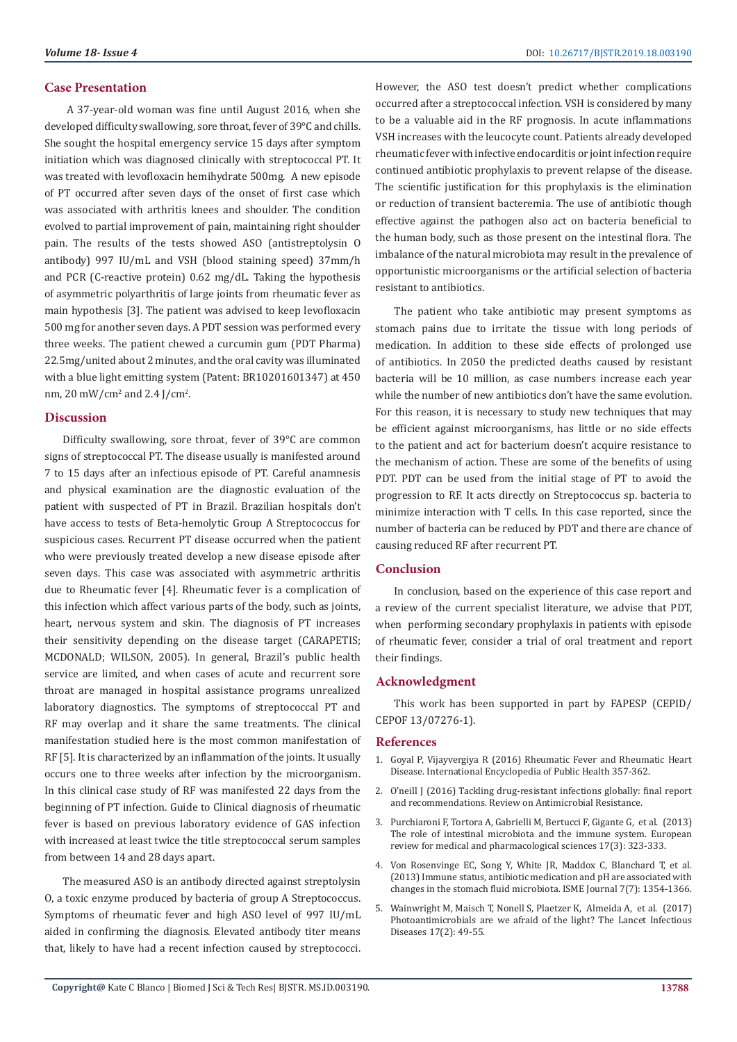## Case Presentation

A 37-year-old woman was fine until August 2016, when she developed difficulty swallowing, sore throat, fever of 39°C and chills. She sought the hospital emergency service 15 days after symptom initiation which was diagnosed clinically with streptococcal PT. It was treated with levofloxacin hemihydrate 500mg. A new episode of PT occurred after seven days of the onset of first case which was associated with arthritis knees and shoulder. The condition evolved to partial improvement of pain, maintaining right shoulder pain. The results of the tests showed ASO (antistreptolysin O antibody) 997 IU/mL and VSH (blood staining speed) 37mm/h and PCR (C-reactive protein) 0.62 mg/dL. Taking the hypothesis of asymmetric polyarthritis of large joints from rheumatic fever as main hypothesis [3]. The patient was advised to keep levofloxacin 500 mg for another seven days. A PDT session was performed every three weeks. The patient chewed a curcumin gum (PDT Pharma) 22.5mg/united about 2 minutes, and the oral cavity was illuminated with a blue light emitting system (Patent: BR10201601347) at 450 nm, 20 mW/cm$^2$ and 2.4 J/cm$^2$.

## Discussion

Difficulty swallowing, sore throat, fever of 39°C are common signs of streptococcal PT. The disease usually is manifested around 7 to 15 days after an infectious episode of PT. Careful anamnesis and physical examination are the diagnostic evaluation of the patient with suspected of PT in Brazil. Brazilian hospitals don't have access to tests of Beta-hemolytic Group A Streptococcus for suspicious cases. Recurrent PT disease occurred when the patient who were previously treated develop a new disease episode after seven days. This case was associated with asymmetric arthritis due to Rheumatic fever [4]. Rheumatic fever is a complication of this infection which affect various parts of the body, such as joints, heart, nervous system and skin. The diagnosis of PT increases their sensitivity depending on the disease target (CARAPETIS; MCDONALD; WILSON, 2005). In general, Brazil's public health service are limited, and when cases of acute and recurrent sore throat are managed in hospital assistance programs unrealized laboratory diagnostics. The symptoms of streptococcal PT and RF may overlap and it share the same treatments. The clinical manifestation studied here is the most common manifestation of RF [5]. It is characterized by an inflammation of the joints. It usually occurs one to three weeks after infection by the microorganism. In this clinical case study of RF was manifested 22 days from the beginning of PT infection. Guide to Clinical diagnosis of rheumatic fever is based on previous laboratory evidence of GAS infection with increased at least twice the title streptococcal serum samples from between 14 and 28 days apart.

The measured ASO is an antibody directed against streptolysin O, a toxic enzyme produced by bacteria of group A Streptococcus. Symptoms of rheumatic fever and high ASO level of 997 IU/mL aided in confirming the diagnosis. Elevated antibody titer means that, likely to have had a recent infection caused by streptococci. However, the ASO test doesn't predict whether complications occurred after a streptococcal infection. VSH is considered by many to be a valuable aid in the RF prognosis. In acute inflammations VSH increases with the leucocyte count. Patients already developed rheumatic fever with infective endocarditis or joint infection require continued antibiotic prophylaxis to prevent relapse of the disease. The scientific justification for this prophylaxis is the elimination or reduction of transient bacteremia. The use of antibiotic though effective against the pathogen also act on bacteria beneficial to the human body, such as those present on the intestinal flora. The imbalance of the natural microbiota may result in the prevalence of opportunistic microorganisms or the artificial selection of bacteria resistant to antibiotics.

The patient who take antibiotic may present symptoms as stomach pains due to irritate the tissue with long periods of medication. In addition to these side effects of prolonged use of antibiotics. In 2050 the predicted deaths caused by resistant bacteria will be 10 million, as case numbers increase each year while the number of new antibiotics don't have the same evolution. For this reason, it is necessary to study new techniques that may be efficient against microorganisms, has little or no side effects to the patient and act for bacterium doesn't acquire resistance to the mechanism of action. These are some of the benefits of using PDT. PDT can be used from the initial stage of PT to avoid the progression to RF. It acts directly on Streptococcus sp. bacteria to minimize interaction with T cells. In this case reported, since the number of bacteria can be reduced by PDT and there are chance of causing reduced RF after recurrent PT.

## Conclusion

In conclusion, based on the experience of this case report and a review of the current specialist literature, we advise that PDT, when performing secondary prophylaxis in patients with episode of rheumatic fever, consider a trial of oral treatment and report their findings.

## Acknowledgment

This work has been supported in part by FAPESP (CEPID/CEPOF 13/07276-1).

## References

1. Goyal P, Vijayvergiya R (2016) Rheumatic Fever and Rheumatic Heart Disease. International Encyclopedia of Public Health 357-362.
2. O'neill J (2016) Tackling drug-resistant infections globally: final report and recommendations. Review on Antimicrobial Resistance.
3. Purchiaroni F, Tortora A, Gabrielli M, Bertucci F, Gigante G, et al. (2013) The role of intestinal microbiota and the immune system. European review for medical and pharmacological sciences 17(3): 323-333.
4. Von Rosenvinge EC, Song Y, White JR, Maddox C, Blanchard T, et al. (2013) Immune status, antibiotic medication and pH are associated with changes in the stomach fluid microbiota. ISME Journal 7(7): 1354-1366.
5. Wainwright M, Maisch T, Nonell S, Plaetzer K, Almeida A, et al. (2017) Photoantimicrobials are we afraid of the light? The Lancet Infectious Diseases 17(2): 49-55.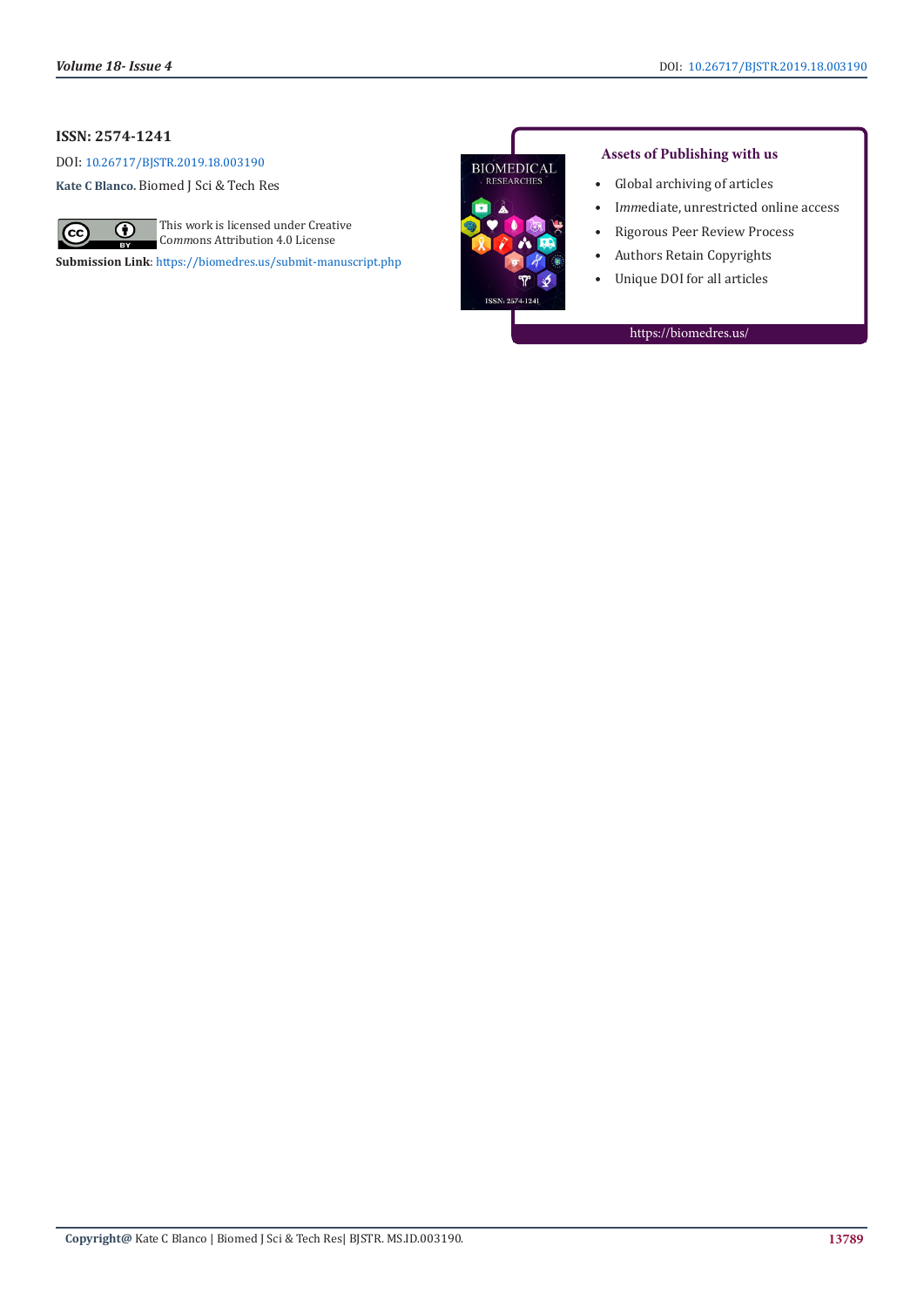**ISSN: 2574-1241**

DOI: 10.26717/BJSTR.2019.18.003190

**Kate C Blanco.** Biomed J Sci & Tech Res

This work is licensed under Creative Commons Attribution 4.0 License

**Submission Link**: https://biomedres.us/submit-manuscript.php

### Assets of Publishing with us

- Global archiving of articles
- Immediate, unrestricted online access
- Rigorous Peer Review Process
- Authors Retain Copyrights
- Unique DOI for all articles

https://biomedres.us/